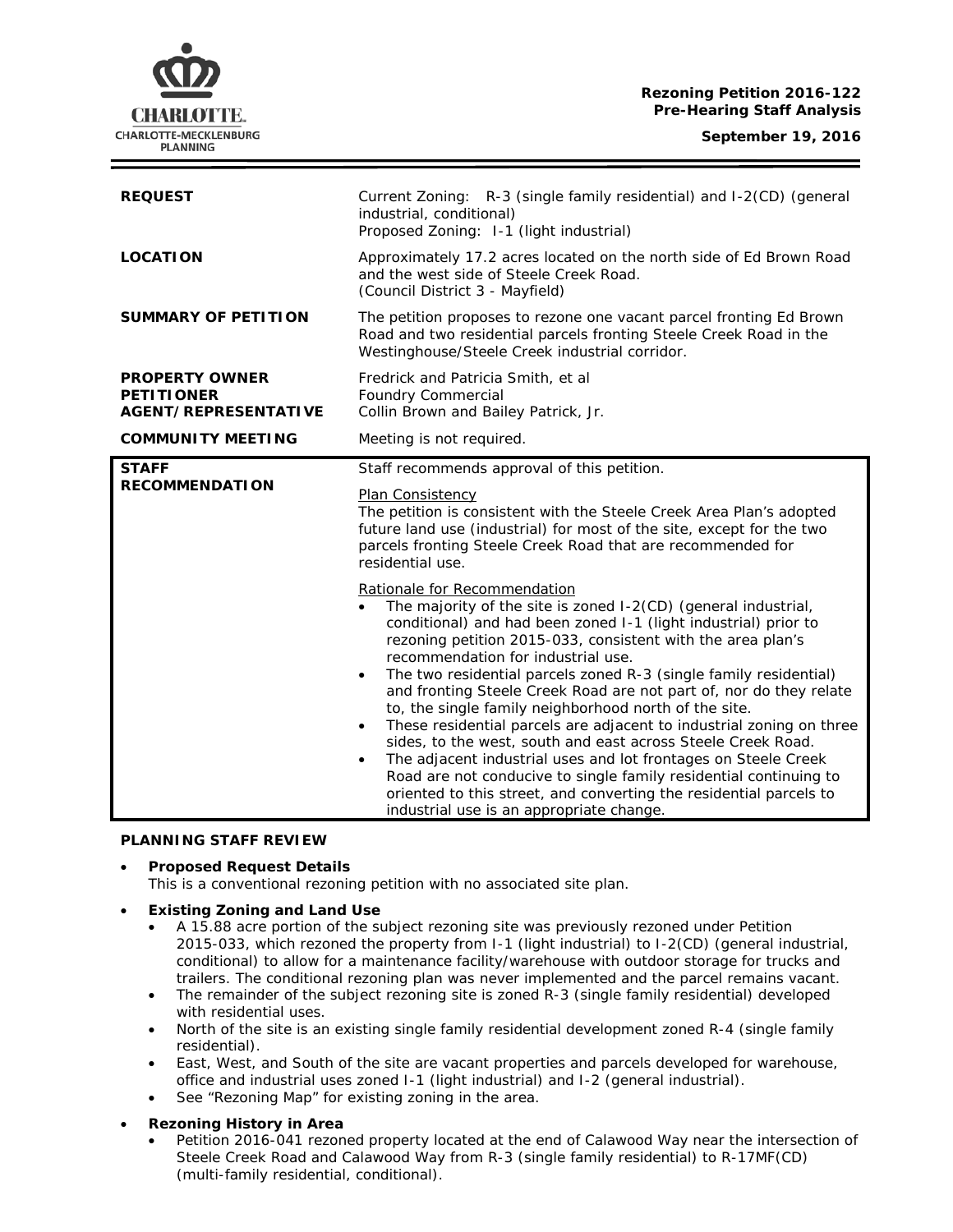**Rezoning Petition 2016-122**
**Pre-Hearing Staff Analysis**

**September 19, 2016**

| | |
|---|---|
| **REQUEST** | Current Zoning: R-3 (single family residential) and I-2(CD) (general industrial, conditional)<br>Proposed Zoning: I-1 (light industrial) |
| **LOCATION** | Approximately 17.2 acres located on the north side of Ed Brown Road and the west side of Steele Creek Road.<br>(Council District 3 - Mayfield) |
| **SUMMARY OF PETITION** | The petition proposes to rezone one vacant parcel fronting Ed Brown Road and two residential parcels fronting Steele Creek Road in the Westinghouse/Steele Creek industrial corridor. |
| **PROPERTY OWNER**<br>**PETITIONER**<br>**AGENT/REPRESENTATIVE** | Fredrick and Patricia Smith, et al<br>Foundry Commercial<br>Collin Brown and Bailey Patrick, Jr. |
| **COMMUNITY MEETING** | Meeting is not required. |
| **STAFF RECOMMENDATION** | Staff recommends approval of this petition.<br><br>Plan Consistency<br>The petition is consistent with the Steele Creek Area Plan's adopted future land use (industrial) for most of the site, except for the two parcels fronting Steele Creek Road that are recommended for residential use.<br><br>Rationale for Recommendation<br>• The majority of the site is zoned I-2(CD) (general industrial, conditional) and had been zoned I-1 (light industrial) prior to rezoning petition 2015-033, consistent with the area plan's recommendation for industrial use.<br>• The two residential parcels zoned R-3 (single family residential) and fronting Steele Creek Road are not part of, nor do they relate to, the single family neighborhood north of the site.<br>• These residential parcels are adjacent to industrial zoning on three sides, to the west, south and east across Steele Creek Road.<br>• The adjacent industrial uses and lot frontages on Steele Creek Road are not conducive to single family residential continuing to oriented to this street, and converting the residential parcels to industrial use is an appropriate change. |

**PLANNING STAFF REVIEW**

- **Proposed Request Details**
  This is a conventional rezoning petition with no associated site plan.

- **Existing Zoning and Land Use**
  - A 15.88 acre portion of the subject rezoning site was previously rezoned under Petition 2015-033, which rezoned the property from I-1 (light industrial) to I-2(CD) (general industrial, conditional) to allow for a maintenance facility/warehouse with outdoor storage for trucks and trailers. The conditional rezoning plan was never implemented and the parcel remains vacant.
  - The remainder of the subject rezoning site is zoned R-3 (single family residential) developed with residential uses.
  - North of the site is an existing single family residential development zoned R-4 (single family residential).
  - East, West, and South of the site are vacant properties and parcels developed for warehouse, office and industrial uses zoned I-1 (light industrial) and I-2 (general industrial).
  - See "Rezoning Map" for existing zoning in the area.

- **Rezoning History in Area**
  - Petition 2016-041 rezoned property located at the end of Calawood Way near the intersection of Steele Creek Road and Calawood Way from R-3 (single family residential) to R-17MF(CD) (multi-family residential, conditional).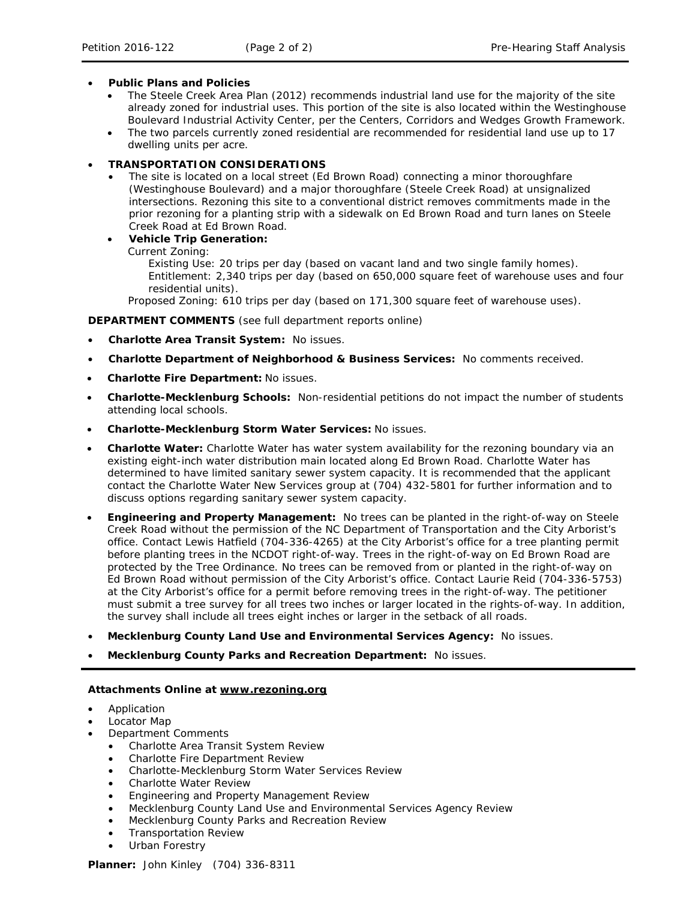- **Public Plans and Policies**
  - The Steele Creek Area Plan (2012) recommends industrial land use for the majority of the site already zoned for industrial uses. This portion of the site is also located within the Westinghouse Boulevard Industrial Activity Center, per the Centers, Corridors and Wedges Growth Framework.
  - The two parcels currently zoned residential are recommended for residential land use up to 17 dwelling units per acre.

- **TRANSPORTATION CONSIDERATIONS**
  - The site is located on a local street (Ed Brown Road) connecting a minor thoroughfare (Westinghouse Boulevard) and a major thoroughfare (Steele Creek Road) at unsignalized intersections. Rezoning this site to a conventional district removes commitments made in the prior rezoning for a planting strip with a sidewalk on Ed Brown Road and turn lanes on Steele Creek Road at Ed Brown Road.
  - **Vehicle Trip Generation:**

    Current Zoning:

    Existing Use: 20 trips per day (based on vacant land and two single family homes).

    Entitlement: 2,340 trips per day (based on 650,000 square feet of warehouse uses and four residential units).

    Proposed Zoning: 610 trips per day (based on 171,300 square feet of warehouse uses).

**DEPARTMENT COMMENTS** (see full department reports online)

- **Charlotte Area Transit System:** No issues.
- **Charlotte Department of Neighborhood & Business Services:** No comments received.
- **Charlotte Fire Department:** No issues.
- **Charlotte-Mecklenburg Schools:** Non-residential petitions do not impact the number of students attending local schools.
- **Charlotte-Mecklenburg Storm Water Services:** No issues.
- **Charlotte Water:** Charlotte Water has water system availability for the rezoning boundary via an existing eight-inch water distribution main located along Ed Brown Road. Charlotte Water has determined to have limited sanitary sewer system capacity. It is recommended that the applicant contact the Charlotte Water New Services group at (704) 432-5801 for further information and to discuss options regarding sanitary sewer system capacity.
- **Engineering and Property Management:** No trees can be planted in the right-of-way on Steele Creek Road without the permission of the NC Department of Transportation and the City Arborist's office. Contact Lewis Hatfield (704-336-4265) at the City Arborist's office for a tree planting permit before planting trees in the NCDOT right-of-way. Trees in the right-of-way on Ed Brown Road are protected by the Tree Ordinance. No trees can be removed from or planted in the right-of-way on Ed Brown Road without permission of the City Arborist's office. Contact Laurie Reid (704-336-5753) at the City Arborist's office for a permit before removing trees in the right-of-way. The petitioner must submit a tree survey for all trees two inches or larger located in the rights-of-way. In addition, the survey shall include all trees eight inches or larger in the setback of all roads.
- **Mecklenburg County Land Use and Environmental Services Agency:** No issues.
- **Mecklenburg County Parks and Recreation Department:** No issues.

**Attachments Online at www.rezoning.org**

- Application
- Locator Map
- Department Comments
  - Charlotte Area Transit System Review
  - Charlotte Fire Department Review
  - Charlotte-Mecklenburg Storm Water Services Review
  - Charlotte Water Review
  - Engineering and Property Management Review
  - Mecklenburg County Land Use and Environmental Services Agency Review
  - Mecklenburg County Parks and Recreation Review
  - Transportation Review
  - Urban Forestry

**Planner:** John Kinley (704) 336-8311